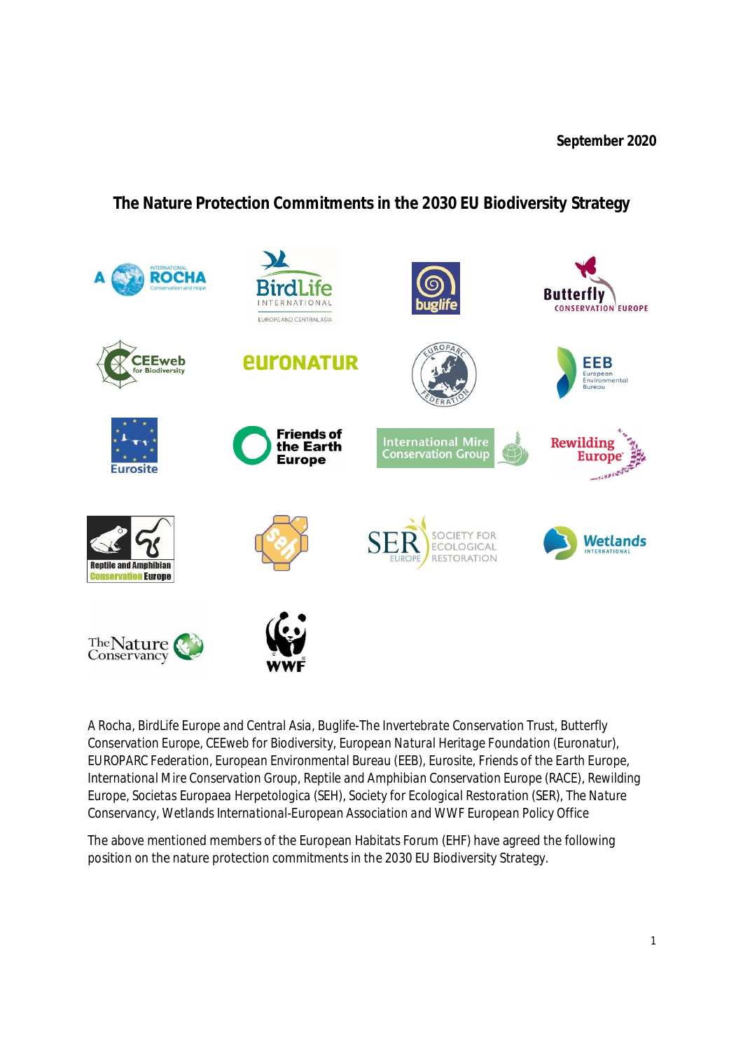**September 2020**

# The Nature Protection Commitments in the 2030 EU Biodiversity Strategy

A Rocha, BirdLife Europe and Central Asia, Buglife-The Invertebrate Conservation Trust, Butterfly Conservation Europe, CEEweb for Biodiversity, European Natural Heritage Foundation (Euronatur), EUROPARC Federation, European Environmental Bureau (EEB), Eurosite, Friends of the Earth Europe, International Mire Conservation Group, Reptile and Amphibian Conservation Europe (RACE), Rewilding Europe, Societas Europaea Herpetologica (SEH), Society for Ecological Restoration (SER), The Nature Conservancy, Wetlands International-European Association and WWF European Policy Office

The above mentioned members of the European Habitats Forum (EHF) have agreed the following position on the nature protection commitments in the 2030 EU Biodiversity Strategy.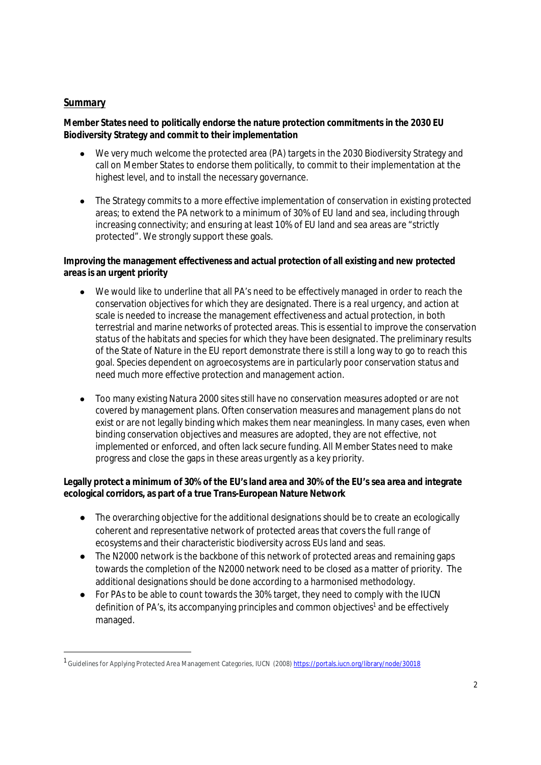## Summary

**Member States need to politically endorse the nature protection commitments in the 2030 EU Biodiversity Strategy and commit to their implementation**

- We very much welcome the protected area (PA) targets in the 2030 Biodiversity Strategy and call on Member States to endorse them politically, to commit to their implementation at the highest level, and to install the necessary governance.
- The Strategy commits to a more effective implementation of conservation in existing protected areas; to extend the PA network to a minimum of 30% of EU land and sea, including through increasing connectivity; and ensuring at least 10% of EU land and sea areas are "strictly protected". We strongly support these goals.

**Improving the management effectiveness and actual protection of all existing and new protected areas is an urgent priority**

- We would like to underline that all PA's need to be effectively managed in order to reach the conservation objectives for which they are designated. There is a real urgency, and action at scale is needed to increase the management effectiveness and actual protection, in both terrestrial and marine networks of protected areas. This is essential to improve the conservation status of the habitats and species for which they have been designated. The preliminary results of the State of Nature in the EU report demonstrate there is still a long way to go to reach this goal. Species dependent on agroecosystems are in particularly poor conservation status and need much more effective protection and management action.
- Too many existing Natura 2000 sites still have no conservation measures adopted or are not covered by management plans. Often conservation measures and management plans do not exist or are not legally binding which makes them near meaningless. In many cases, even when binding conservation objectives and measures are adopted, they are not effective, not implemented or enforced, and often lack secure funding. All Member States need to make progress and close the gaps in these areas urgently as a key priority.

**Legally protect a minimum of 30% of the EU's land area and 30% of the EU's sea area and integrate ecological corridors, as part of a true Trans-European Nature Network**

- The overarching objective for the additional designations should be to create an ecologically coherent and representative network of protected areas that covers the full range of ecosystems and their characteristic biodiversity across EUs land and seas.
- The N2000 network is the backbone of this network of protected areas and remaining gaps towards the completion of the N2000 network need to be closed as a matter of priority. The additional designations should be done according to a harmonised methodology.
- For PAs to be able to count towards the 30% target, they need to comply with the IUCN definition of PA's, its accompanying principles and common objectives[1] and be effectively managed.

---

[1] Guidelines for Applying Protected Area Management Categories, IUCN (2008) https://portals.iucn.org/library/node/30018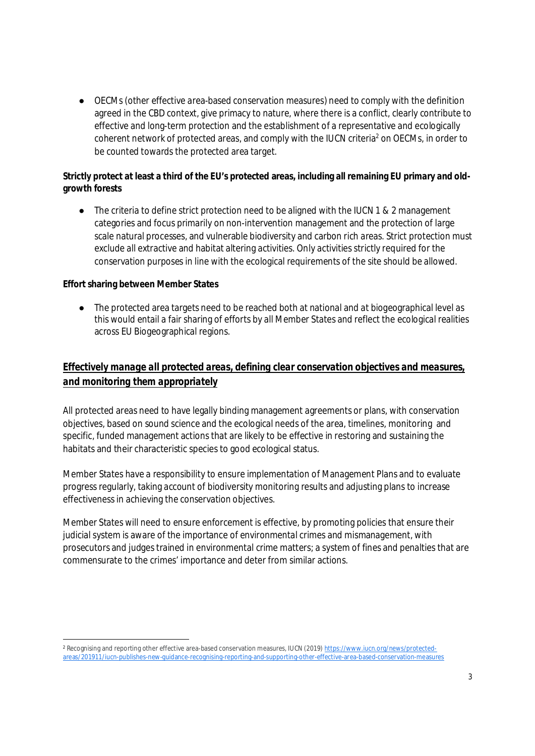- OECMs (other effective area-based conservation measures) need to comply with the definition agreed in the CBD context, give primacy to nature, where there is a conflict, clearly contribute to effective and long-term protection and the establishment of a representative and ecologically coherent network of protected areas, and comply with the IUCN criteria[2] on OECMs, in order to be counted towards the protected area target.

**Strictly protect at least a third of the EU's protected areas, including all remaining EU primary and old-growth forests**

- The criteria to define strict protection need to be aligned with the IUCN 1 & 2 management categories and focus primarily on non-intervention management and the protection of large scale natural processes, and vulnerable biodiversity and carbon rich areas. Strict protection must exclude all extractive and habitat altering activities. Only activities strictly required for the conservation purposes in line with the ecological requirements of the site should be allowed.

**Effort sharing between Member States**

- The protected area targets need to be reached both at national and at biogeographical level as this would entail a fair sharing of efforts by all Member States and reflect the ecological realities across EU Biogeographical regions.

## ***Effectively manage all protected areas, defining clear conservation objectives and measures, and monitoring them appropriately***

All protected areas need to have legally binding management agreements or plans, with conservation objectives, based on sound science and the ecological needs of the area, timelines, monitoring and specific, funded management actions that are likely to be effective in restoring and sustaining the habitats and their characteristic species to good ecological status.

Member States have a responsibility to ensure implementation of Management Plans and to evaluate progress regularly, taking account of biodiversity monitoring results and adjusting plans to increase effectiveness in achieving the conservation objectives.

Member States will need to ensure enforcement is effective, by promoting policies that ensure their judicial system is aware of the importance of environmental crimes and mismanagement, with prosecutors and judges trained in environmental crime matters; a system of fines and penalties that are commensurate to the crimes' importance and deter from similar actions.

---

[2] Recognising and reporting other effective area-based conservation measures, IUCN (2019) https://www.iucn.org/news/protected-areas/201911/iucn-publishes-new-guidance-recognising-reporting-and-supporting-other-effective-area-based-conservation-measures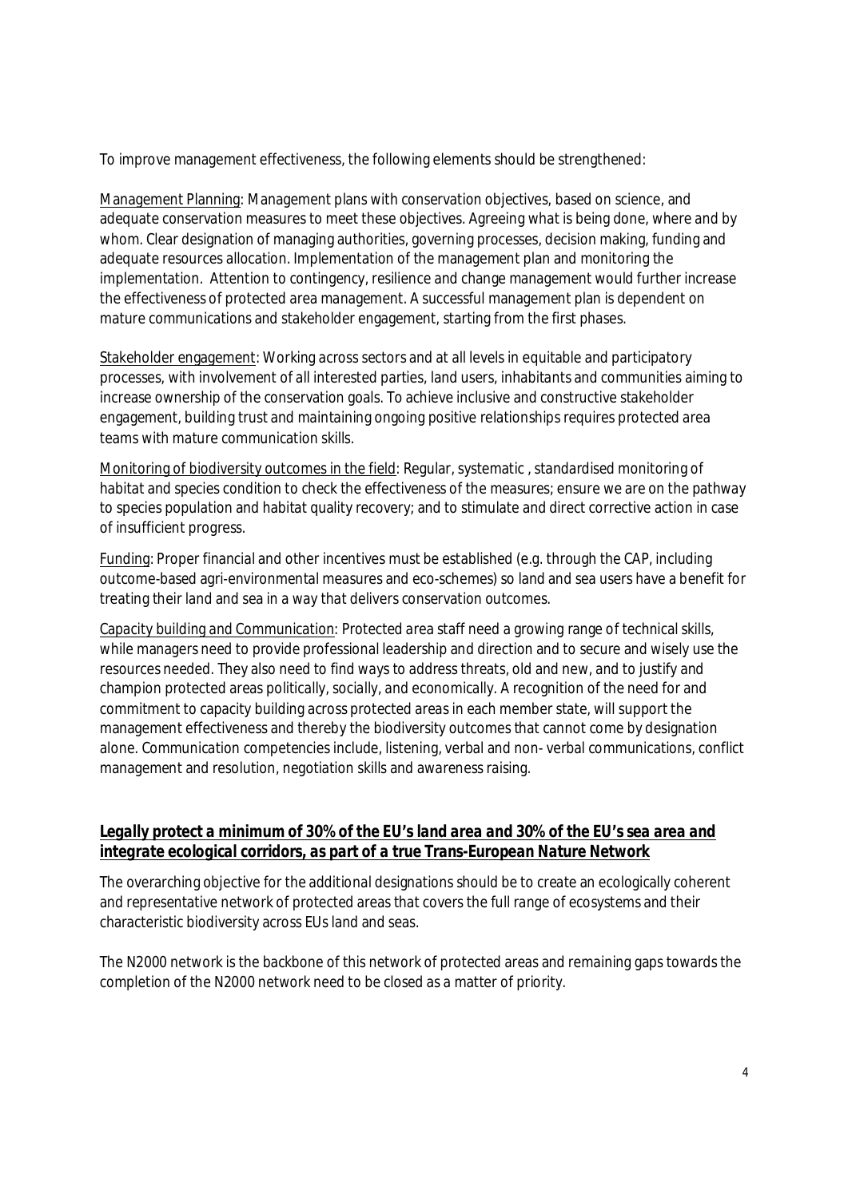To improve management effectiveness, the following elements should be strengthened:

<u>Management Planning</u>: Management plans with conservation objectives, based on science, and adequate conservation measures to meet these objectives. Agreeing what is being done, where and by whom. Clear designation of managing authorities, governing processes, decision making, funding and adequate resources allocation. Implementation of the management plan and monitoring the implementation. Attention to contingency, resilience and change management would further increase the effectiveness of protected area management. A successful management plan is dependent on mature communications and stakeholder engagement, starting from the first phases.

<u>Stakeholder engagement</u>: Working across sectors and at all levels in equitable and participatory processes, with involvement of all interested parties, land users, inhabitants and communities aiming to increase ownership of the conservation goals. To achieve inclusive and constructive stakeholder engagement, building trust and maintaining ongoing positive relationships requires protected area teams with mature communication skills.

<u>Monitoring of biodiversity outcomes in the field</u>: Regular, systematic , standardised monitoring of habitat and species condition to check the effectiveness of the measures; ensure we are on the pathway to species population and habitat quality recovery; and to stimulate and direct corrective action in case of insufficient progress.

<u>Funding</u>: Proper financial and other incentives must be established (e.g. through the CAP, including outcome-based agri-environmental measures and eco-schemes) so land and sea users have a benefit for treating their land and sea in a way that delivers conservation outcomes.

<u>Capacity building and Communication</u>: Protected area staff need a growing range of technical skills, while managers need to provide professional leadership and direction and to secure and wisely use the resources needed. They also need to find ways to address threats, old and new, and to justify and champion protected areas politically, socially, and economically. A recognition of the need for and commitment to capacity building across protected areas in each member state, will support the management effectiveness and thereby the biodiversity outcomes that cannot come by designation alone. Communication competencies include, listening, verbal and non- verbal communications, conflict management and resolution, negotiation skills and awareness raising.

## ***<u>Legally protect a minimum of 30% of the EU's land area and 30% of the EU's sea area and integrate ecological corridors, as part of a true Trans-European Nature Network</u>***

The overarching objective for the additional designations should be to create an ecologically coherent and representative network of protected areas that covers the full range of ecosystems and their characteristic biodiversity across EUs land and seas.

The N2000 network is the backbone of this network of protected areas and remaining gaps towards the completion of the N2000 network need to be closed as a matter of priority.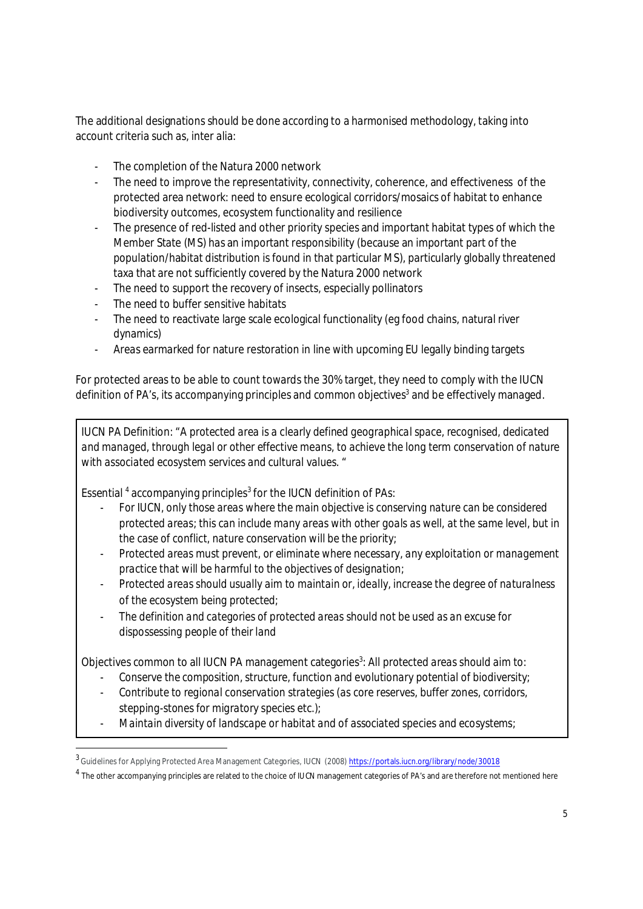The additional designations should be done according to a harmonised methodology, taking into account criteria such as, inter alia:

- The completion of the Natura 2000 network
- The need to improve the representativity, connectivity, coherence, and effectiveness of the protected area network: need to ensure ecological corridors/mosaics of habitat to enhance biodiversity outcomes, ecosystem functionality and resilience
- The presence of red-listed and other priority species and important habitat types of which the Member State (MS) has an important responsibility (because an important part of the population/habitat distribution is found in that particular MS), particularly globally threatened taxa that are not sufficiently covered by the Natura 2000 network
- The need to support the recovery of insects, especially pollinators
- The need to buffer sensitive habitats
- The need to reactivate large scale ecological functionality (eg food chains, natural river dynamics)
- Areas earmarked for nature restoration in line with upcoming EU legally binding targets

For protected areas to be able to count towards the 30% target, they need to comply with the IUCN definition of PA's, its accompanying principles and common objectives[3] and be effectively managed.

> IUCN PA Definition: *"A protected area is a clearly defined geographical space, recognised, dedicated and managed, through legal or other effective means, to achieve the long term conservation of nature with associated ecosystem services and cultural values."*
>
> Essential [4] accompanying principles[3] for the IUCN definition of PAs:
>
> - *For IUCN, only those areas where the main objective is conserving nature can be considered protected areas; this can include many areas with other goals as well, at the same level, but in the case of conflict, nature conservation will be the priority;*
> - *Protected areas must prevent, or eliminate where necessary, any exploitation or management practice that will be harmful to the objectives of designation;*
> - *Protected areas should usually aim to maintain or, ideally, increase the degree of naturalness of the ecosystem being protected;*
> - *The definition and categories of protected areas should not be used as an excuse for dispossessing people of their land*
>
> Objectives common to all IUCN PA management categories[3]: *All protected areas should aim to:*
>
> - *Conserve the composition, structure, function and evolutionary potential of biodiversity;*
> - *Contribute to regional conservation strategies (as core reserves, buffer zones, corridors, stepping-stones for migratory species etc.);*
> - *Maintain diversity of landscape or habitat and of associated species and ecosystems;*

---

[3] Guidelines for Applying Protected Area Management Categories, IUCN (2008) https://portals.iucn.org/library/node/30018

[4] The other accompanying principles are related to the choice of IUCN management categories of PA's and are therefore not mentioned here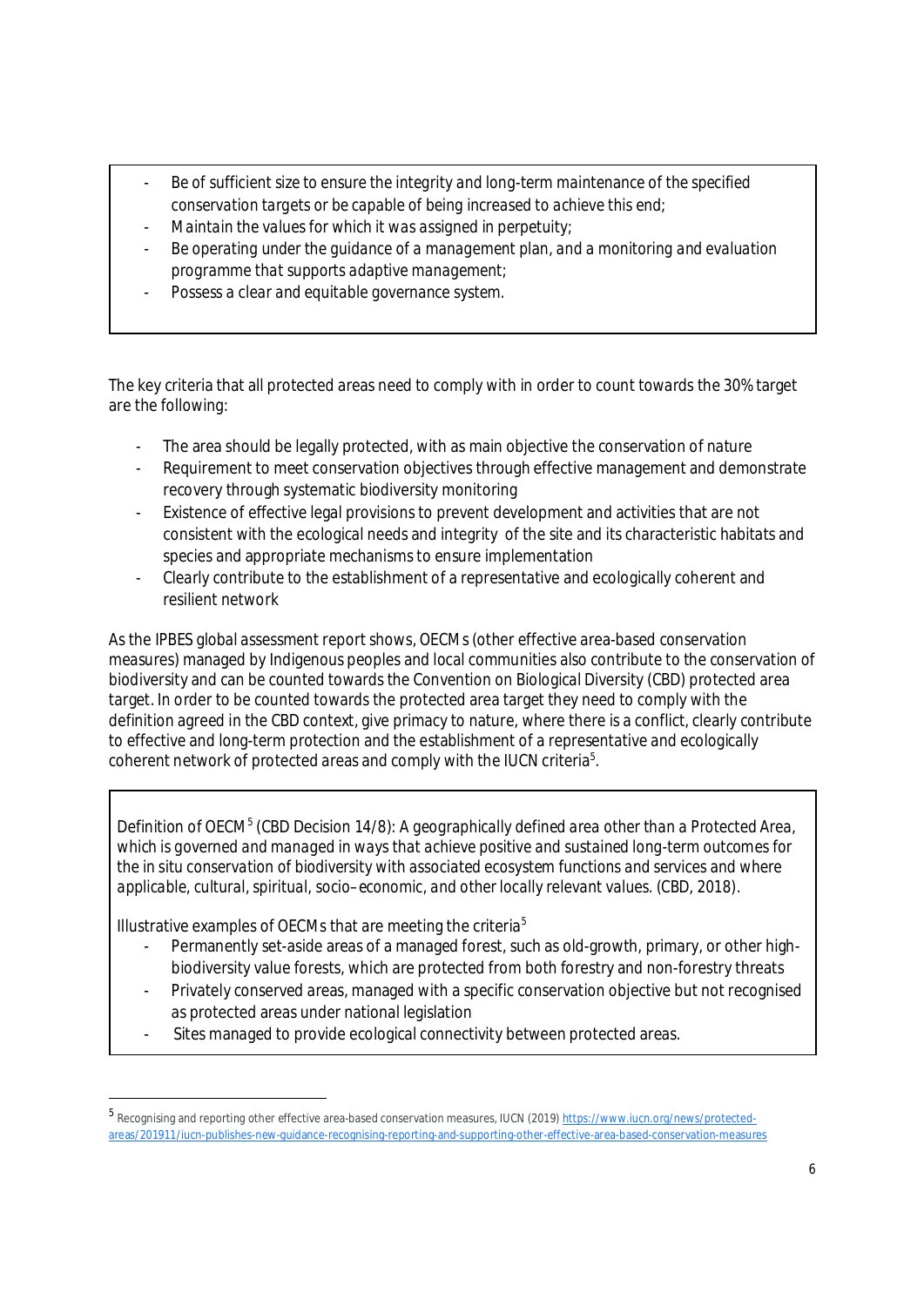- *Be of sufficient size to ensure the integrity and long-term maintenance of the specified conservation targets or be capable of being increased to achieve this end;*
- *Maintain the values for which it was assigned in perpetuity;*
- *Be operating under the guidance of a management plan, and a monitoring and evaluation programme that supports adaptive management;*
- *Possess a clear and equitable governance system.*

The key criteria that all protected areas need to comply with in order to count towards the 30% target are the following:

- The area should be legally protected, with as main objective the conservation of nature
- Requirement to meet conservation objectives through effective management and demonstrate recovery through systematic biodiversity monitoring
- Existence of effective legal provisions to prevent development and activities that are not consistent with the ecological needs and integrity of the site and its characteristic habitats and species and appropriate mechanisms to ensure implementation
- Clearly contribute to the establishment of a representative and ecologically coherent and resilient network

As the IPBES global assessment report shows, OECMs (other effective area-based conservation measures) managed by Indigenous peoples and local communities also contribute to the conservation of biodiversity and can be counted towards the Convention on Biological Diversity (CBD) protected area target. In order to be counted towards the protected area target they need to comply with the definition agreed in the CBD context, give primacy to nature, where there is a conflict, clearly contribute to effective and long-term protection and the establishment of a representative and ecologically coherent network of protected areas and comply with the IUCN criteria[5].

Definition of OECM[5] (CBD Decision 14/8): *A geographically defined area other than a Protected Area, which is governed and managed in ways that achieve positive and sustained long-term outcomes for the in situ conservation of biodiversity with associated ecosystem functions and services and where applicable, cultural, spiritual, socio–economic, and other locally relevant values.* (CBD, 2018).

Illustrative examples of OECMs that are meeting the criteria[5]

- Permanently set-aside areas of a managed forest, such as old-growth, primary, or other high-biodiversity value forests, which are protected from both forestry and non-forestry threats
- Privately conserved areas, managed with a specific conservation objective but not recognised as protected areas under national legislation
- Sites managed to provide ecological connectivity between protected areas.

[5] Recognising and reporting other effective area-based conservation measures, IUCN (2019) https://www.iucn.org/news/protected-areas/201911/iucn-publishes-new-guidance-recognising-reporting-and-supporting-other-effective-area-based-conservation-measures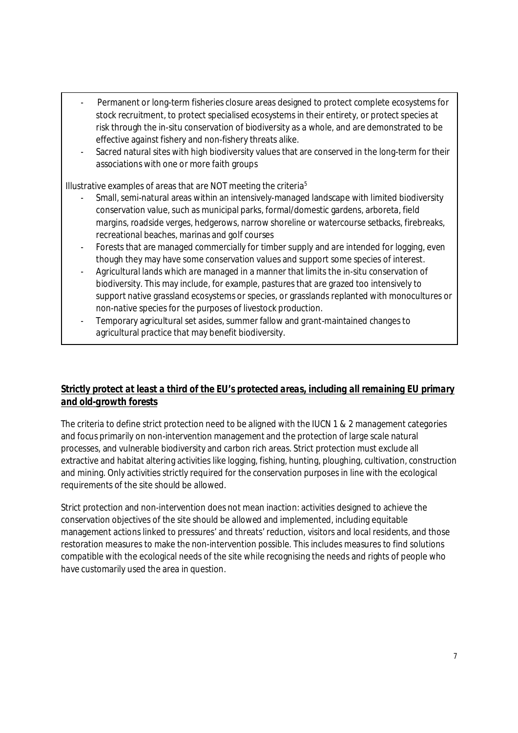- Permanent or long-term fisheries closure areas designed to protect complete ecosystems for stock recruitment, to protect specialised ecosystems in their entirety, or protect species at risk through the in-situ conservation of biodiversity as a whole, and are demonstrated to be effective against fishery and non-fishery threats alike.
- Sacred natural sites with high biodiversity values that are conserved in the long-term for their associations with one or more faith groups

Illustrative examples of areas that are NOT meeting the criteria[5]

- Small, semi-natural areas within an intensively-managed landscape with limited biodiversity conservation value, such as municipal parks, formal/domestic gardens, arboreta, field margins, roadside verges, hedgerows, narrow shoreline or watercourse setbacks, firebreaks, recreational beaches, marinas and golf courses
- Forests that are managed commercially for timber supply and are intended for logging, even though they may have some conservation values and support some species of interest.
- Agricultural lands which are managed in a manner that limits the in-situ conservation of biodiversity. This may include, for example, pastures that are grazed too intensively to support native grassland ecosystems or species, or grasslands replanted with monocultures or non-native species for the purposes of livestock production.
- Temporary agricultural set asides, summer fallow and grant-maintained changes to agricultural practice that may benefit biodiversity.

## ***Strictly protect at least a third of the EU's protected areas, including all remaining EU primary and old-growth forests***

The criteria to define strict protection need to be aligned with the IUCN 1 & 2 management categories and focus primarily on non-intervention management and the protection of large scale natural processes, and vulnerable biodiversity and carbon rich areas. Strict protection must exclude all extractive and habitat altering activities like logging, fishing, hunting, ploughing, cultivation, construction and mining. Only activities strictly required for the conservation purposes in line with the ecological requirements of the site should be allowed.

Strict protection and non-intervention does not mean inaction: activities designed to achieve the conservation objectives of the site should be allowed and implemented, including equitable management actions linked to pressures' and threats' reduction, visitors and local residents, and those restoration measures to make the non-intervention possible. This includes measures to find solutions compatible with the ecological needs of the site while recognising the needs and rights of people who have customarily used the area in question.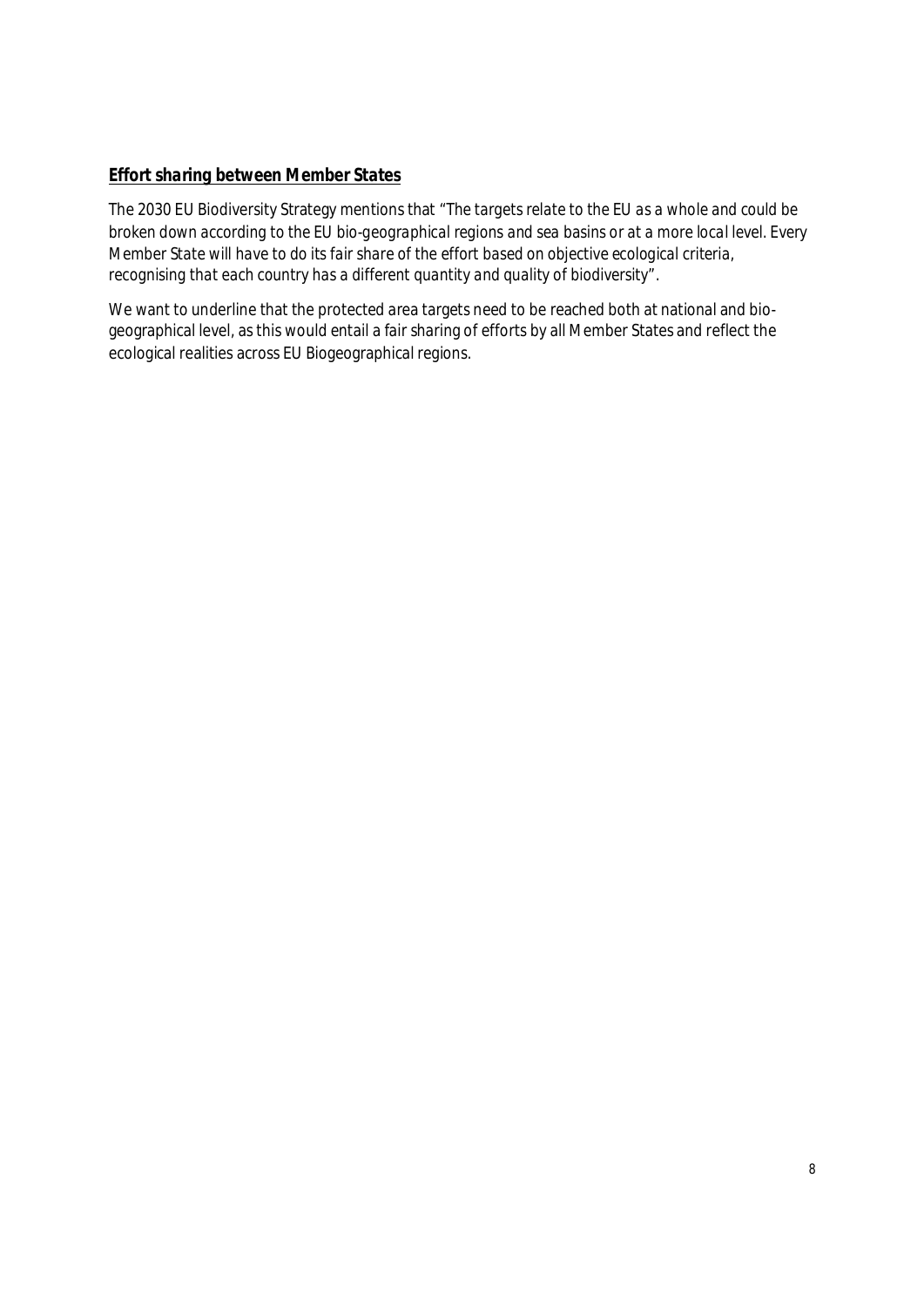## ***Effort sharing between Member States***

The 2030 EU Biodiversity Strategy mentions that *"The targets relate to the EU as a whole and could be broken down according to the EU bio-geographical regions and sea basins or at a more local level. Every Member State will have to do its fair share of the effort based on objective ecological criteria, recognising that each country has a different quantity and quality of biodiversity"*.

We want to underline that the protected area targets need to be reached both at national and bio-geographical level, as this would entail a fair sharing of efforts by all Member States and reflect the ecological realities across EU Biogeographical regions.